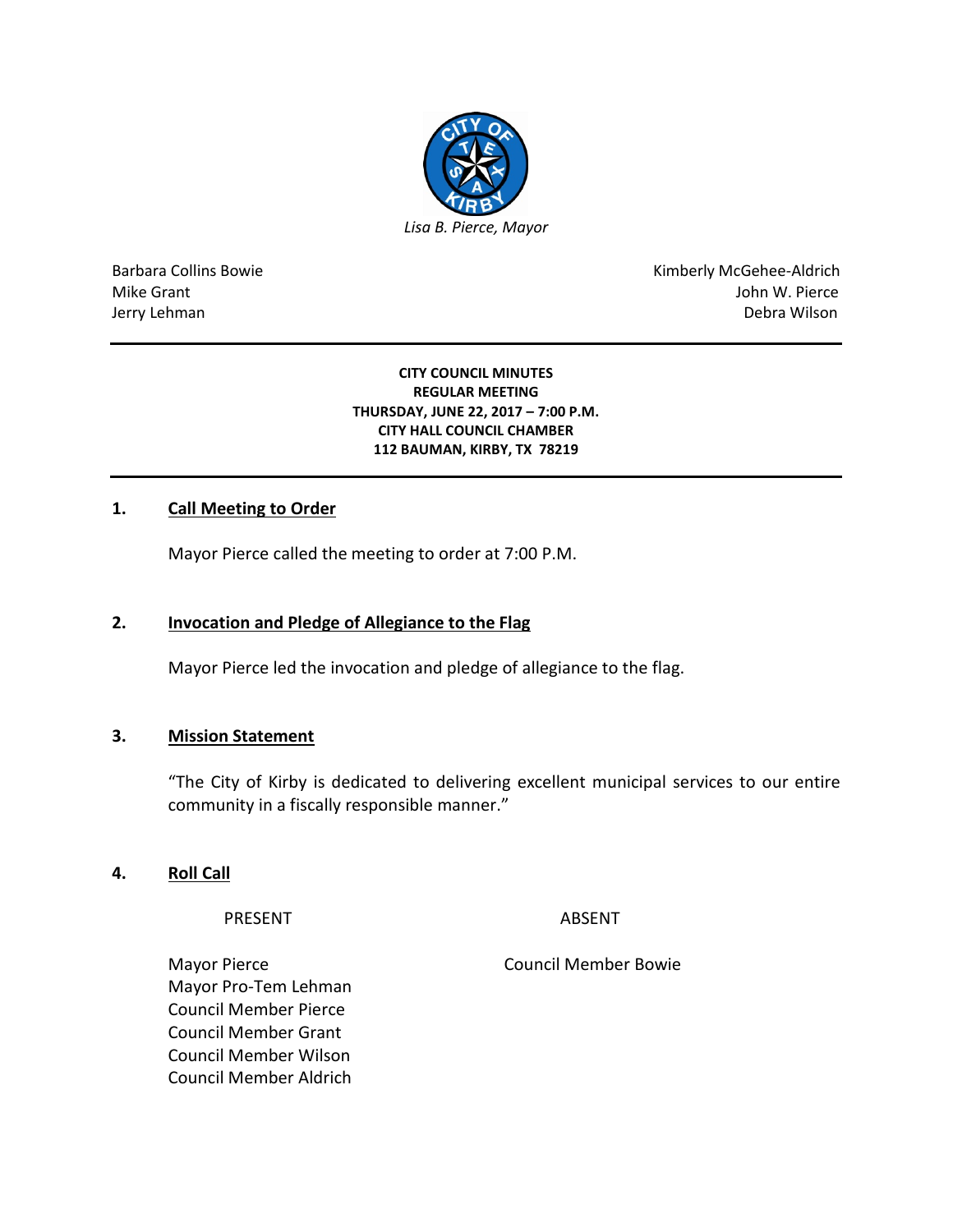*Lisa B. Pierce, Mayor*

| | |
|---|---|
| Barbara Collins Bowie | Kimberly McGehee-Aldrich |
| Mike Grant | John W. Pierce |
| Jerry Lehman | Debra Wilson |

**CITY COUNCIL MINUTES**
**REGULAR MEETING**
**THURSDAY, JUNE 22, 2017 – 7:00 P.M.**
**CITY HALL COUNCIL CHAMBER**
**112 BAUMAN, KIRBY, TX 78219**

## 1. Call Meeting to Order

Mayor Pierce called the meeting to order at 7:00 P.M.

## 2. Invocation and Pledge of Allegiance to the Flag

Mayor Pierce led the invocation and pledge of allegiance to the flag.

## 3. Mission Statement

"The City of Kirby is dedicated to delivering excellent municipal services to our entire community in a fiscally responsible manner."

## 4. Roll Call

| PRESENT | ABSENT |
|---|---|
| Mayor Pierce | Council Member Bowie |
| Mayor Pro-Tem Lehman | |
| Council Member Pierce | |
| Council Member Grant | |
| Council Member Wilson | |
| Council Member Aldrich | |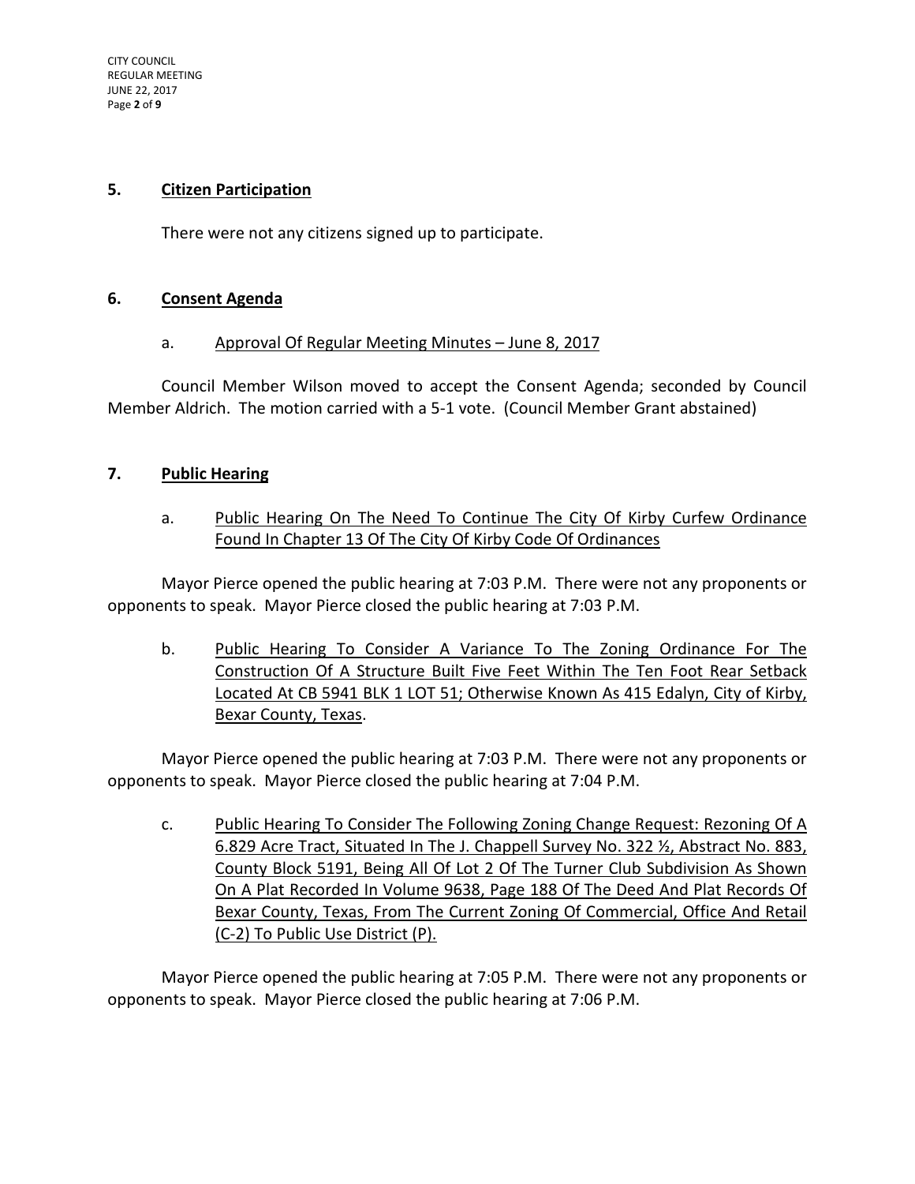## 5. Citizen Participation

There were not any citizens signed up to participate.

## 6. Consent Agenda

a. Approval Of Regular Meeting Minutes – June 8, 2017

Council Member Wilson moved to accept the Consent Agenda; seconded by Council Member Aldrich. The motion carried with a 5-1 vote. (Council Member Grant abstained)

## 7. Public Hearing

a. Public Hearing On The Need To Continue The City Of Kirby Curfew Ordinance Found In Chapter 13 Of The City Of Kirby Code Of Ordinances

Mayor Pierce opened the public hearing at 7:03 P.M. There were not any proponents or opponents to speak. Mayor Pierce closed the public hearing at 7:03 P.M.

b. Public Hearing To Consider A Variance To The Zoning Ordinance For The Construction Of A Structure Built Five Feet Within The Ten Foot Rear Setback Located At CB 5941 BLK 1 LOT 51; Otherwise Known As 415 Edalyn, City of Kirby, Bexar County, Texas.

Mayor Pierce opened the public hearing at 7:03 P.M. There were not any proponents or opponents to speak. Mayor Pierce closed the public hearing at 7:04 P.M.

c. Public Hearing To Consider The Following Zoning Change Request: Rezoning Of A 6.829 Acre Tract, Situated In The J. Chappell Survey No. 322 ½, Abstract No. 883, County Block 5191, Being All Of Lot 2 Of The Turner Club Subdivision As Shown On A Plat Recorded In Volume 9638, Page 188 Of The Deed And Plat Records Of Bexar County, Texas, From The Current Zoning Of Commercial, Office And Retail (C-2) To Public Use District (P).

Mayor Pierce opened the public hearing at 7:05 P.M. There were not any proponents or opponents to speak. Mayor Pierce closed the public hearing at 7:06 P.M.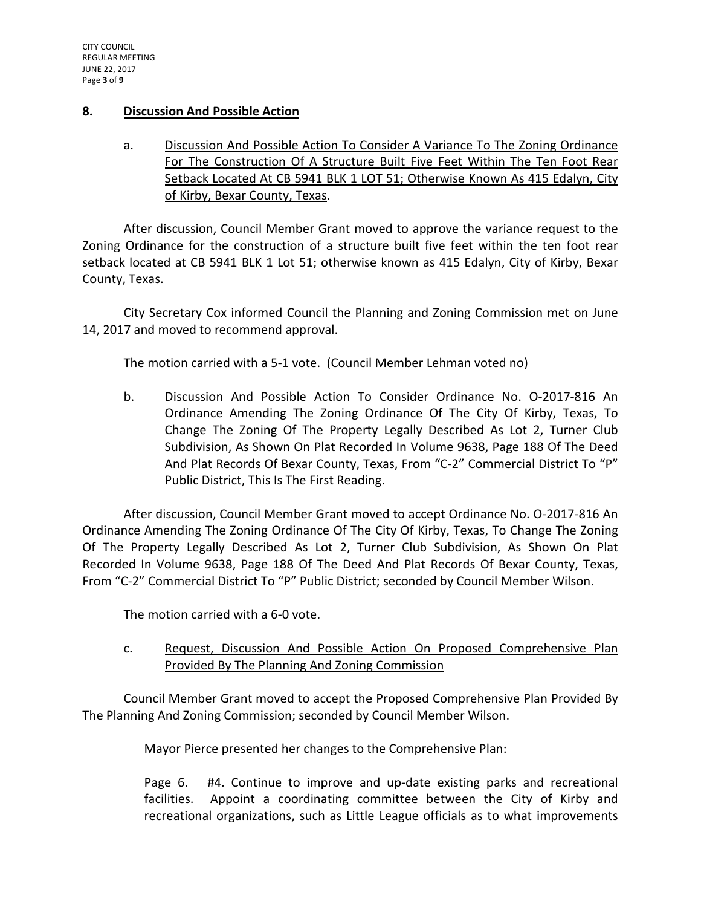## 8. Discussion And Possible Action

a. Discussion And Possible Action To Consider A Variance To The Zoning Ordinance For The Construction Of A Structure Built Five Feet Within The Ten Foot Rear Setback Located At CB 5941 BLK 1 LOT 51; Otherwise Known As 415 Edalyn, City of Kirby, Bexar County, Texas.

After discussion, Council Member Grant moved to approve the variance request to the Zoning Ordinance for the construction of a structure built five feet within the ten foot rear setback located at CB 5941 BLK 1 Lot 51; otherwise known as 415 Edalyn, City of Kirby, Bexar County, Texas.

City Secretary Cox informed Council the Planning and Zoning Commission met on June 14, 2017 and moved to recommend approval.

The motion carried with a 5-1 vote. (Council Member Lehman voted no)

b. Discussion And Possible Action To Consider Ordinance No. O-2017-816 An Ordinance Amending The Zoning Ordinance Of The City Of Kirby, Texas, To Change The Zoning Of The Property Legally Described As Lot 2, Turner Club Subdivision, As Shown On Plat Recorded In Volume 9638, Page 188 Of The Deed And Plat Records Of Bexar County, Texas, From "C-2" Commercial District To "P" Public District, This Is The First Reading.

After discussion, Council Member Grant moved to accept Ordinance No. O-2017-816 An Ordinance Amending The Zoning Ordinance Of The City Of Kirby, Texas, To Change The Zoning Of The Property Legally Described As Lot 2, Turner Club Subdivision, As Shown On Plat Recorded In Volume 9638, Page 188 Of The Deed And Plat Records Of Bexar County, Texas, From "C-2" Commercial District To "P" Public District; seconded by Council Member Wilson.

The motion carried with a 6-0 vote.

c. Request, Discussion And Possible Action On Proposed Comprehensive Plan Provided By The Planning And Zoning Commission

Council Member Grant moved to accept the Proposed Comprehensive Plan Provided By The Planning And Zoning Commission; seconded by Council Member Wilson.

Mayor Pierce presented her changes to the Comprehensive Plan:

Page 6. #4. Continue to improve and up-date existing parks and recreational facilities. Appoint a coordinating committee between the City of Kirby and recreational organizations, such as Little League officials as to what improvements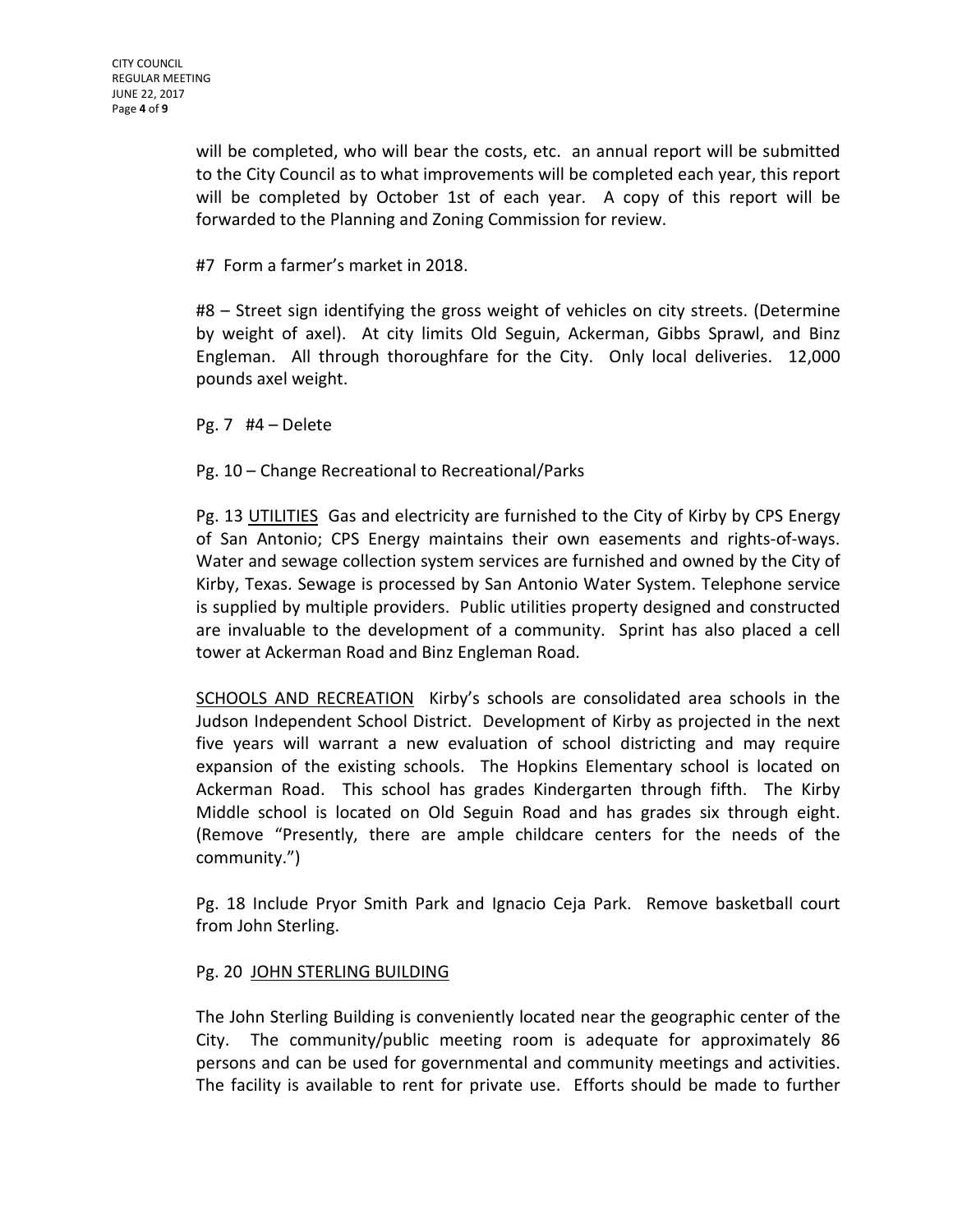will be completed, who will bear the costs, etc. an annual report will be submitted to the City Council as to what improvements will be completed each year, this report will be completed by October 1st of each year. A copy of this report will be forwarded to the Planning and Zoning Commission for review.

#7 Form a farmer's market in 2018.

#8 – Street sign identifying the gross weight of vehicles on city streets. (Determine by weight of axel). At city limits Old Seguin, Ackerman, Gibbs Sprawl, and Binz Engleman. All through thoroughfare for the City. Only local deliveries. 12,000 pounds axel weight.

Pg. 7 #4 – Delete

Pg. 10 – Change Recreational to Recreational/Parks

Pg. 13 <u>UTILITIES</u> Gas and electricity are furnished to the City of Kirby by CPS Energy of San Antonio; CPS Energy maintains their own easements and rights-of-ways. Water and sewage collection system services are furnished and owned by the City of Kirby, Texas. Sewage is processed by San Antonio Water System. Telephone service is supplied by multiple providers. Public utilities property designed and constructed are invaluable to the development of a community. Sprint has also placed a cell tower at Ackerman Road and Binz Engleman Road.

<u>SCHOOLS AND RECREATION</u> Kirby's schools are consolidated area schools in the Judson Independent School District. Development of Kirby as projected in the next five years will warrant a new evaluation of school districting and may require expansion of the existing schools. The Hopkins Elementary school is located on Ackerman Road. This school has grades Kindergarten through fifth. The Kirby Middle school is located on Old Seguin Road and has grades six through eight. (Remove "Presently, there are ample childcare centers for the needs of the community.")

Pg. 18 Include Pryor Smith Park and Ignacio Ceja Park. Remove basketball court from John Sterling.

Pg. 20 <u>JOHN STERLING BUILDING</u>

The John Sterling Building is conveniently located near the geographic center of the City. The community/public meeting room is adequate for approximately 86 persons and can be used for governmental and community meetings and activities. The facility is available to rent for private use. Efforts should be made to further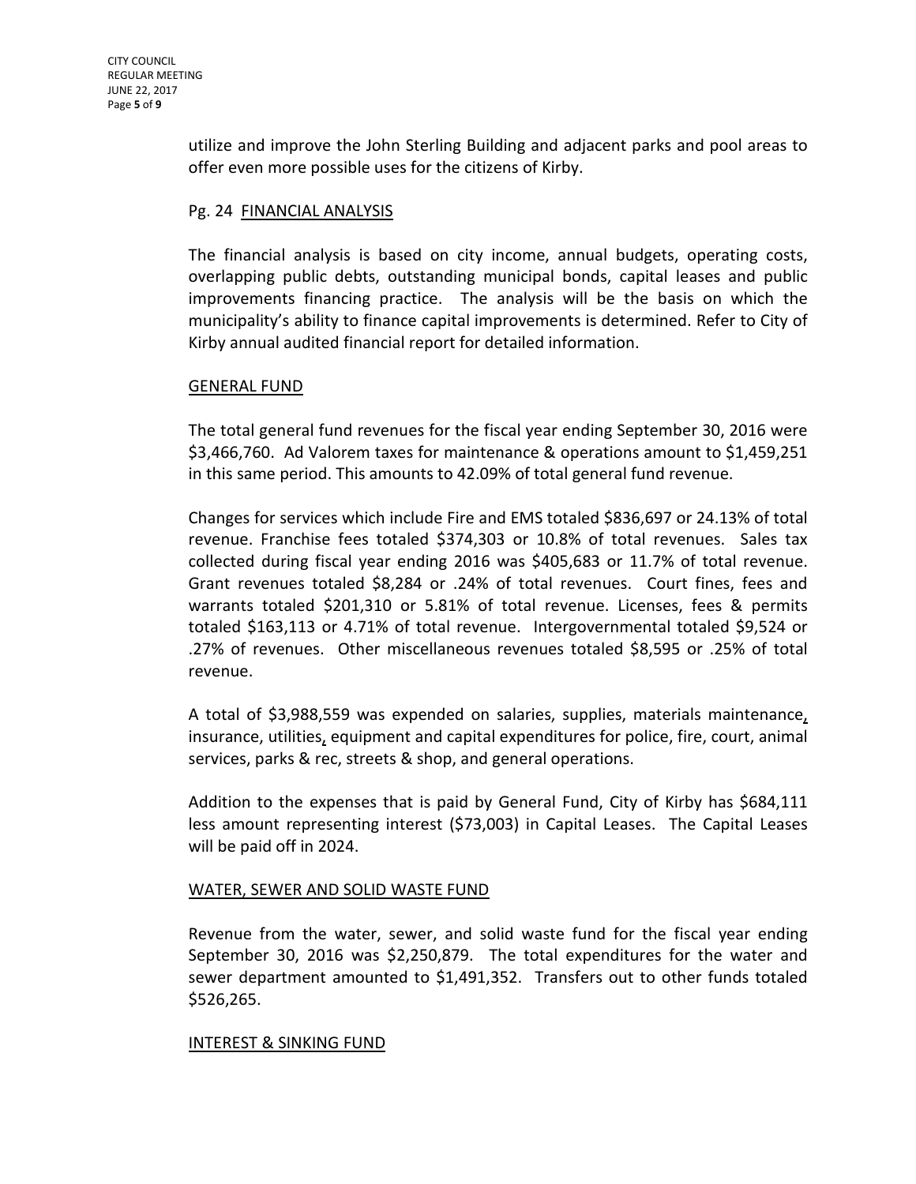utilize and improve the John Sterling Building and adjacent parks and pool areas to offer even more possible uses for the citizens of Kirby.

Pg. 24 FINANCIAL ANALYSIS

The financial analysis is based on city income, annual budgets, operating costs, overlapping public debts, outstanding municipal bonds, capital leases and public improvements financing practice. The analysis will be the basis on which the municipality's ability to finance capital improvements is determined. Refer to City of Kirby annual audited financial report for detailed information.

GENERAL FUND

The total general fund revenues for the fiscal year ending September 30, 2016 were $3,466,760. Ad Valorem taxes for maintenance & operations amount to $1,459,251 in this same period. This amounts to 42.09% of total general fund revenue.

Changes for services which include Fire and EMS totaled $836,697 or 24.13% of total revenue. Franchise fees totaled $374,303 or 10.8% of total revenues. Sales tax collected during fiscal year ending 2016 was $405,683 or 11.7% of total revenue. Grant revenues totaled $8,284 or .24% of total revenues. Court fines, fees and warrants totaled $201,310 or 5.81% of total revenue. Licenses, fees & permits totaled $163,113 or 4.71% of total revenue. Intergovernmental totaled $9,524 or .27% of revenues. Other miscellaneous revenues totaled $8,595 or .25% of total revenue.

A total of $3,988,559 was expended on salaries, supplies, materials maintenance, insurance, utilities, equipment and capital expenditures for police, fire, court, animal services, parks & rec, streets & shop, and general operations.

Addition to the expenses that is paid by General Fund, City of Kirby has $684,111 less amount representing interest ($73,003) in Capital Leases. The Capital Leases will be paid off in 2024.

WATER, SEWER AND SOLID WASTE FUND

Revenue from the water, sewer, and solid waste fund for the fiscal year ending September 30, 2016 was $2,250,879. The total expenditures for the water and sewer department amounted to $1,491,352. Transfers out to other funds totaled $526,265.

INTEREST & SINKING FUND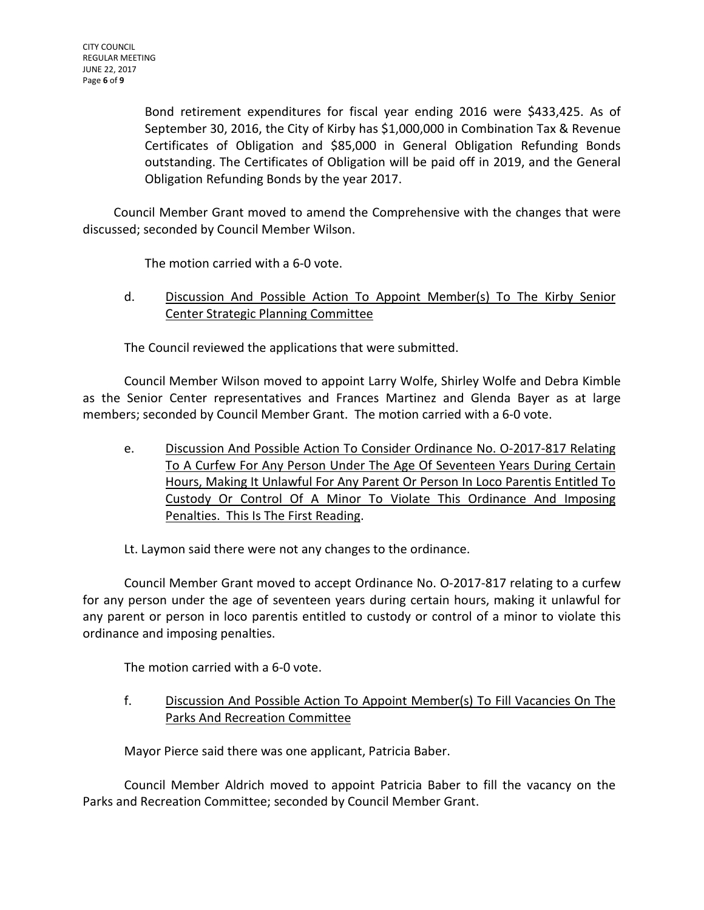Bond retirement expenditures for fiscal year ending 2016 were $433,425. As of September 30, 2016, the City of Kirby has $1,000,000 in Combination Tax & Revenue Certificates of Obligation and $85,000 in General Obligation Refunding Bonds outstanding. The Certificates of Obligation will be paid off in 2019, and the General Obligation Refunding Bonds by the year 2017.

Council Member Grant moved to amend the Comprehensive with the changes that were discussed; seconded by Council Member Wilson.

The motion carried with a 6-0 vote.

d. Discussion And Possible Action To Appoint Member(s) To The Kirby Senior Center Strategic Planning Committee

The Council reviewed the applications that were submitted.

Council Member Wilson moved to appoint Larry Wolfe, Shirley Wolfe and Debra Kimble as the Senior Center representatives and Frances Martinez and Glenda Bayer as at large members; seconded by Council Member Grant. The motion carried with a 6-0 vote.

e. Discussion And Possible Action To Consider Ordinance No. O-2017-817 Relating To A Curfew For Any Person Under The Age Of Seventeen Years During Certain Hours, Making It Unlawful For Any Parent Or Person In Loco Parentis Entitled To Custody Or Control Of A Minor To Violate This Ordinance And Imposing Penalties. This Is The First Reading.

Lt. Laymon said there were not any changes to the ordinance.

Council Member Grant moved to accept Ordinance No. O-2017-817 relating to a curfew for any person under the age of seventeen years during certain hours, making it unlawful for any parent or person in loco parentis entitled to custody or control of a minor to violate this ordinance and imposing penalties.

The motion carried with a 6-0 vote.

f. Discussion And Possible Action To Appoint Member(s) To Fill Vacancies On The Parks And Recreation Committee

Mayor Pierce said there was one applicant, Patricia Baber.

Council Member Aldrich moved to appoint Patricia Baber to fill the vacancy on the Parks and Recreation Committee; seconded by Council Member Grant.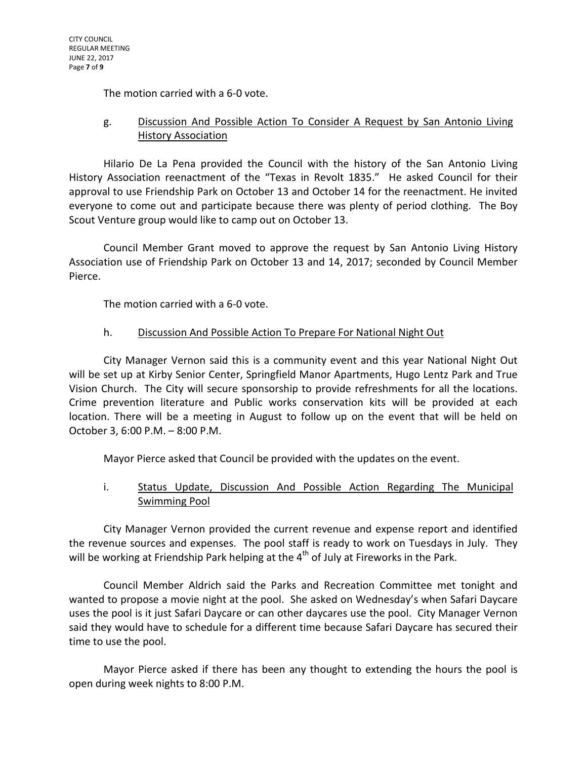The motion carried with a 6-0 vote.

g. <u>Discussion And Possible Action To Consider A Request by San Antonio Living History Association</u>

Hilario De La Pena provided the Council with the history of the San Antonio Living History Association reenactment of the "Texas in Revolt 1835." He asked Council for their approval to use Friendship Park on October 13 and October 14 for the reenactment. He invited everyone to come out and participate because there was plenty of period clothing. The Boy Scout Venture group would like to camp out on October 13.

Council Member Grant moved to approve the request by San Antonio Living History Association use of Friendship Park on October 13 and 14, 2017; seconded by Council Member Pierce.

The motion carried with a 6-0 vote.

h. <u>Discussion And Possible Action To Prepare For National Night Out</u>

City Manager Vernon said this is a community event and this year National Night Out will be set up at Kirby Senior Center, Springfield Manor Apartments, Hugo Lentz Park and True Vision Church. The City will secure sponsorship to provide refreshments for all the locations. Crime prevention literature and Public works conservation kits will be provided at each location. There will be a meeting in August to follow up on the event that will be held on October 3, 6:00 P.M. – 8:00 P.M.

Mayor Pierce asked that Council be provided with the updates on the event.

i. <u>Status Update, Discussion And Possible Action Regarding The Municipal Swimming Pool</u>

City Manager Vernon provided the current revenue and expense report and identified the revenue sources and expenses. The pool staff is ready to work on Tuesdays in July. They will be working at Friendship Park helping at the 4th of July at Fireworks in the Park.

Council Member Aldrich said the Parks and Recreation Committee met tonight and wanted to propose a movie night at the pool. She asked on Wednesday's when Safari Daycare uses the pool is it just Safari Daycare or can other daycares use the pool. City Manager Vernon said they would have to schedule for a different time because Safari Daycare has secured their time to use the pool.

Mayor Pierce asked if there has been any thought to extending the hours the pool is open during week nights to 8:00 P.M.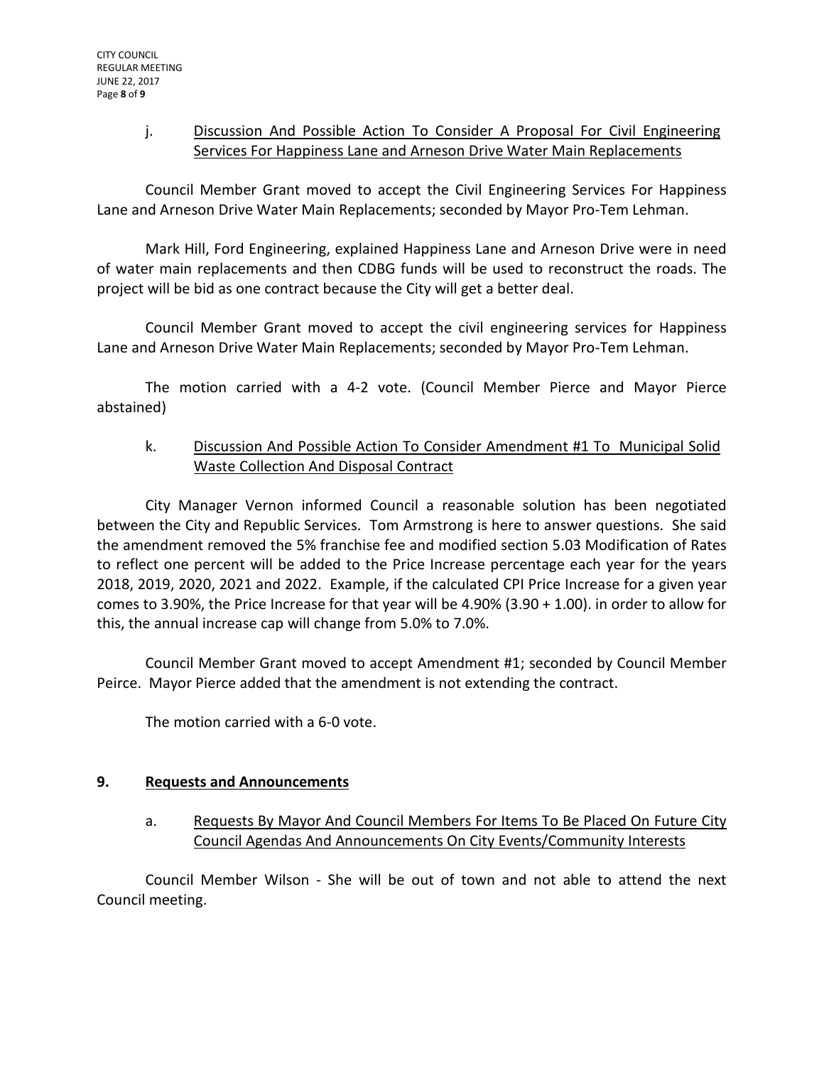j. Discussion And Possible Action To Consider A Proposal For Civil Engineering Services For Happiness Lane and Arneson Drive Water Main Replacements

Council Member Grant moved to accept the Civil Engineering Services For Happiness Lane and Arneson Drive Water Main Replacements; seconded by Mayor Pro-Tem Lehman.

Mark Hill, Ford Engineering, explained Happiness Lane and Arneson Drive were in need of water main replacements and then CDBG funds will be used to reconstruct the roads. The project will be bid as one contract because the City will get a better deal.

Council Member Grant moved to accept the civil engineering services for Happiness Lane and Arneson Drive Water Main Replacements; seconded by Mayor Pro-Tem Lehman.

The motion carried with a 4-2 vote. (Council Member Pierce and Mayor Pierce abstained)

k. Discussion And Possible Action To Consider Amendment #1 To Municipal Solid Waste Collection And Disposal Contract

City Manager Vernon informed Council a reasonable solution has been negotiated between the City and Republic Services. Tom Armstrong is here to answer questions. She said the amendment removed the 5% franchise fee and modified section 5.03 Modification of Rates to reflect one percent will be added to the Price Increase percentage each year for the years 2018, 2019, 2020, 2021 and 2022. Example, if the calculated CPI Price Increase for a given year comes to 3.90%, the Price Increase for that year will be 4.90% (3.90 + 1.00). in order to allow for this, the annual increase cap will change from 5.0% to 7.0%.

Council Member Grant moved to accept Amendment #1; seconded by Council Member Peirce. Mayor Pierce added that the amendment is not extending the contract.

The motion carried with a 6-0 vote.

## 9. Requests and Announcements

a. Requests By Mayor And Council Members For Items To Be Placed On Future City Council Agendas And Announcements On City Events/Community Interests

Council Member Wilson - She will be out of town and not able to attend the next Council meeting.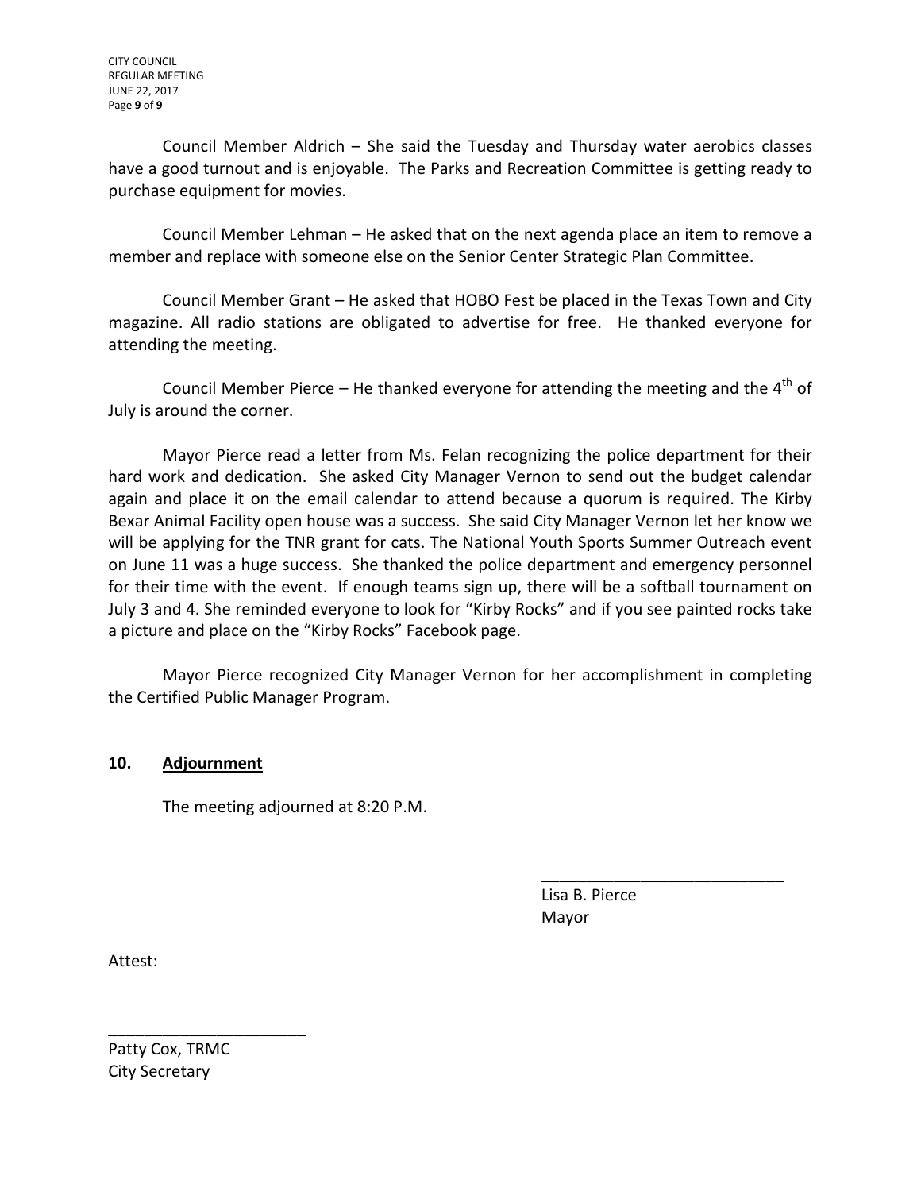Council Member Aldrich – She said the Tuesday and Thursday water aerobics classes have a good turnout and is enjoyable. The Parks and Recreation Committee is getting ready to purchase equipment for movies.

Council Member Lehman – He asked that on the next agenda place an item to remove a member and replace with someone else on the Senior Center Strategic Plan Committee.

Council Member Grant – He asked that HOBO Fest be placed in the Texas Town and City magazine. All radio stations are obligated to advertise for free. He thanked everyone for attending the meeting.

Council Member Pierce – He thanked everyone for attending the meeting and the 4th of July is around the corner.

Mayor Pierce read a letter from Ms. Felan recognizing the police department for their hard work and dedication. She asked City Manager Vernon to send out the budget calendar again and place it on the email calendar to attend because a quorum is required. The Kirby Bexar Animal Facility open house was a success. She said City Manager Vernon let her know we will be applying for the TNR grant for cats. The National Youth Sports Summer Outreach event on June 11 was a huge success. She thanked the police department and emergency personnel for their time with the event. If enough teams sign up, there will be a softball tournament on July 3 and 4. She reminded everyone to look for "Kirby Rocks" and if you see painted rocks take a picture and place on the "Kirby Rocks" Facebook page.

Mayor Pierce recognized City Manager Vernon for her accomplishment in completing the Certified Public Manager Program.

## 10. Adjournment

The meeting adjourned at 8:20 P.M.

___________________________
Lisa B. Pierce
Mayor

Attest:

______________________
Patty Cox, TRMC
City Secretary